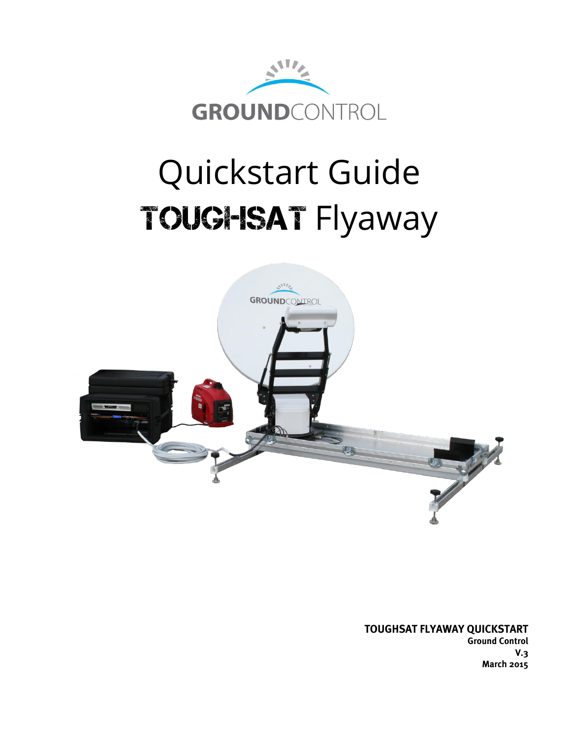GROUNDCONTROL

# Quickstart Guide

# TOUGHSAT Flyaway

**TOUGHSAT FLYAWAY QUICKSTART**
**Ground Control**
**V.3**
**March 2015**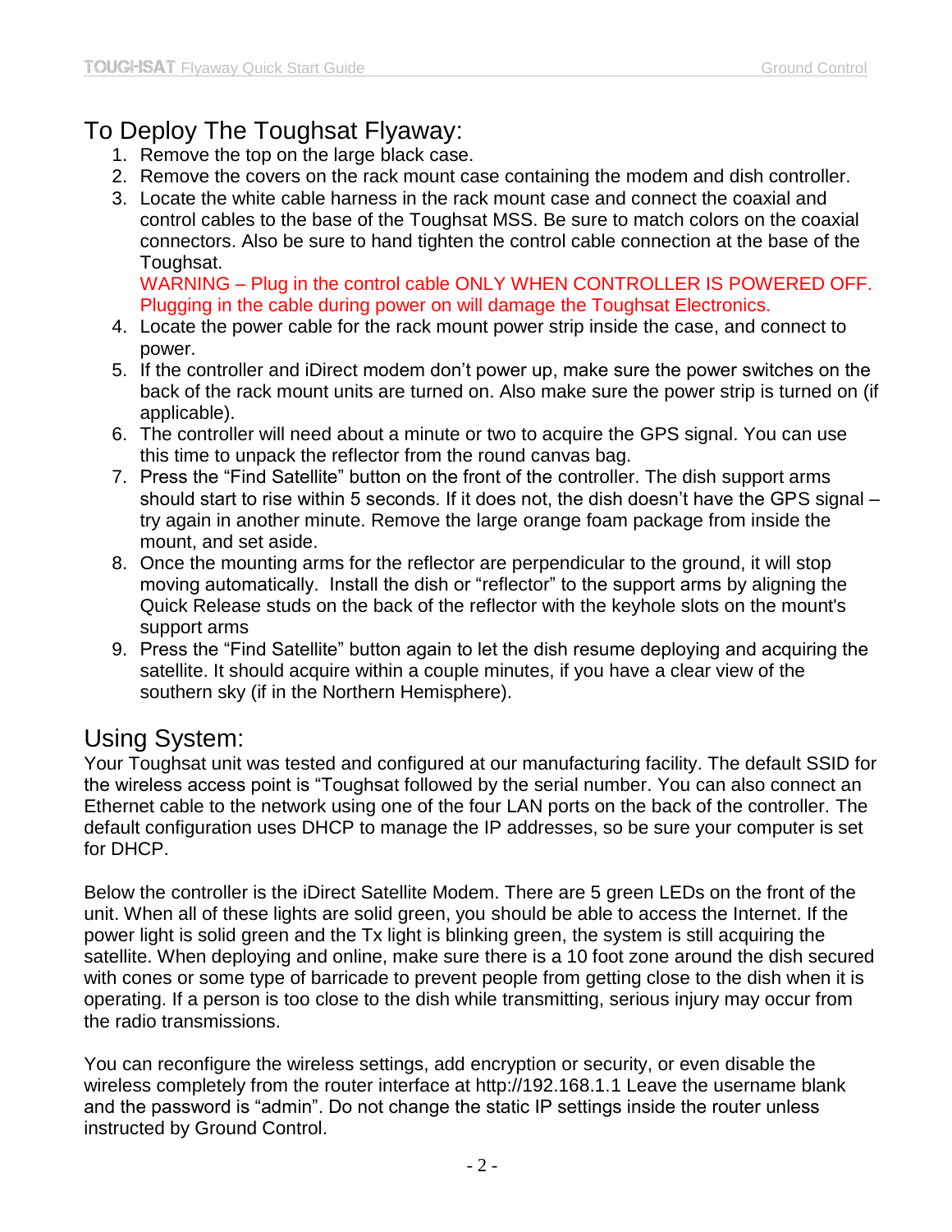## To Deploy The Toughsat Flyaway:

1. Remove the top on the large black case.
2. Remove the covers on the rack mount case containing the modem and dish controller.
3. Locate the white cable harness in the rack mount case and connect the coaxial and control cables to the base of the Toughsat MSS. Be sure to match colors on the coaxial connectors. Also be sure to hand tighten the control cable connection at the base of the Toughsat.
   WARNING – Plug in the control cable ONLY WHEN CONTROLLER IS POWERED OFF. Plugging in the cable during power on will damage the Toughsat Electronics.
4. Locate the power cable for the rack mount power strip inside the case, and connect to power.
5. If the controller and iDirect modem don't power up, make sure the power switches on the back of the rack mount units are turned on. Also make sure the power strip is turned on (if applicable).
6. The controller will need about a minute or two to acquire the GPS signal. You can use this time to unpack the reflector from the round canvas bag.
7. Press the "Find Satellite" button on the front of the controller. The dish support arms should start to rise within 5 seconds. If it does not, the dish doesn't have the GPS signal – try again in another minute. Remove the large orange foam package from inside the mount, and set aside.
8. Once the mounting arms for the reflector are perpendicular to the ground, it will stop moving automatically. Install the dish or "reflector" to the support arms by aligning the Quick Release studs on the back of the reflector with the keyhole slots on the mount's support arms
9. Press the "Find Satellite" button again to let the dish resume deploying and acquiring the satellite. It should acquire within a couple minutes, if you have a clear view of the southern sky (if in the Northern Hemisphere).

## Using System:

Your Toughsat unit was tested and configured at our manufacturing facility. The default SSID for the wireless access point is "Toughsat followed by the serial number. You can also connect an Ethernet cable to the network using one of the four LAN ports on the back of the controller. The default configuration uses DHCP to manage the IP addresses, so be sure your computer is set for DHCP.

Below the controller is the iDirect Satellite Modem. There are 5 green LEDs on the front of the unit. When all of these lights are solid green, you should be able to access the Internet. If the power light is solid green and the Tx light is blinking green, the system is still acquiring the satellite. When deploying and online, make sure there is a 10 foot zone around the dish secured with cones or some type of barricade to prevent people from getting close to the dish when it is operating. If a person is too close to the dish while transmitting, serious injury may occur from the radio transmissions.

You can reconfigure the wireless settings, add encryption or security, or even disable the wireless completely from the router interface at http://192.168.1.1 Leave the username blank and the password is "admin". Do not change the static IP settings inside the router unless instructed by Ground Control.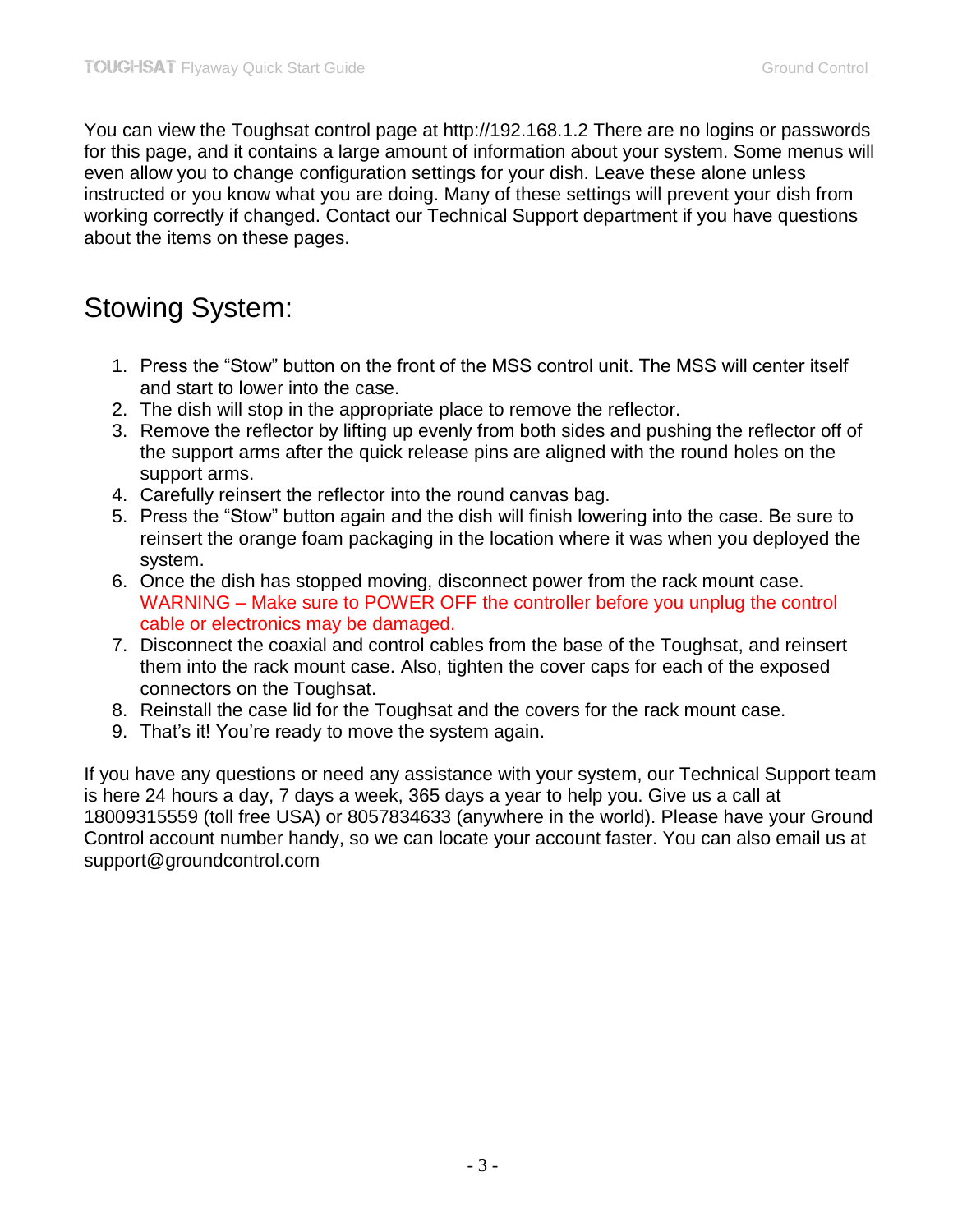You can view the Toughsat control page at http://192.168.1.2 There are no logins or passwords for this page, and it contains a large amount of information about your system. Some menus will even allow you to change configuration settings for your dish. Leave these alone unless instructed or you know what you are doing. Many of these settings will prevent your dish from working correctly if changed. Contact our Technical Support department if you have questions about the items on these pages.

## Stowing System:

1. Press the “Stow” button on the front of the MSS control unit. The MSS will center itself and start to lower into the case.
2. The dish will stop in the appropriate place to remove the reflector.
3. Remove the reflector by lifting up evenly from both sides and pushing the reflector off of the support arms after the quick release pins are aligned with the round holes on the support arms.
4. Carefully reinsert the reflector into the round canvas bag.
5. Press the “Stow” button again and the dish will finish lowering into the case. Be sure to reinsert the orange foam packaging in the location where it was when you deployed the system.
6. Once the dish has stopped moving, disconnect power from the rack mount case. WARNING – Make sure to POWER OFF the controller before you unplug the control cable or electronics may be damaged.
7. Disconnect the coaxial and control cables from the base of the Toughsat, and reinsert them into the rack mount case. Also, tighten the cover caps for each of the exposed connectors on the Toughsat.
8. Reinstall the case lid for the Toughsat and the covers for the rack mount case.
9. That’s it! You’re ready to move the system again.

If you have any questions or need any assistance with your system, our Technical Support team is here 24 hours a day, 7 days a week, 365 days a year to help you. Give us a call at 18009315559 (toll free USA) or 8057834633 (anywhere in the world). Please have your Ground Control account number handy, so we can locate your account faster. You can also email us at support@groundcontrol.com